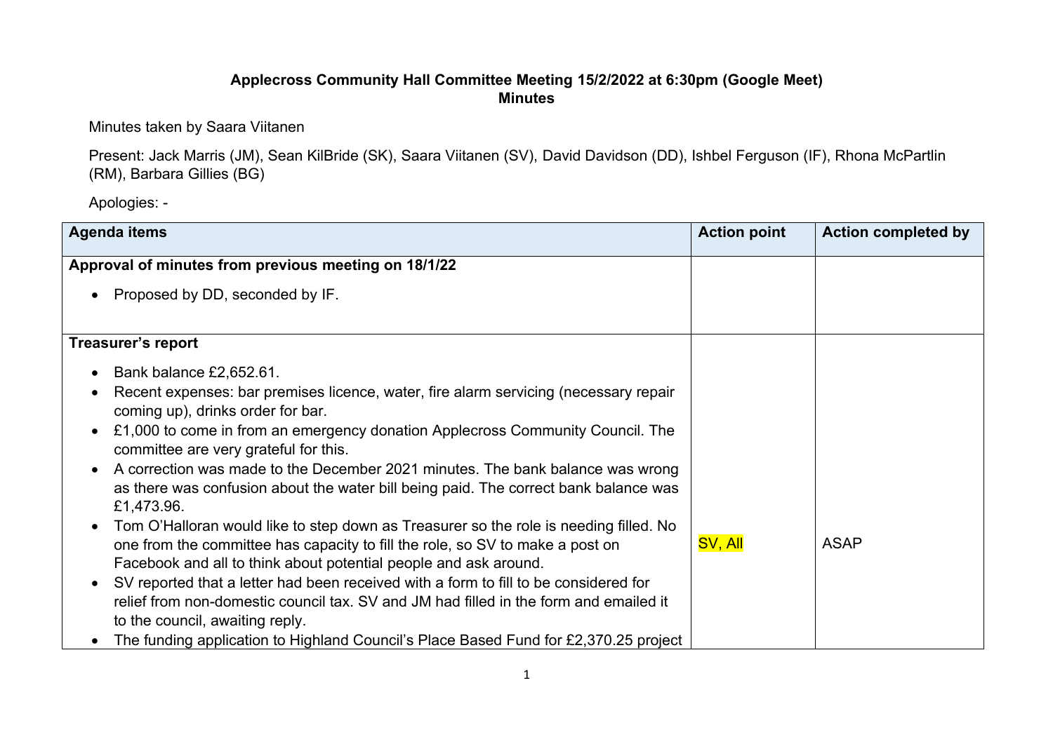**Applecross Community Hall Committee Meeting 15/2/2022 at 6:30pm (Google Meet)**
**Minutes**

Minutes taken by Saara Viitanen

Present: Jack Marris (JM), Sean KilBride (SK), Saara Viitanen (SV), David Davidson (DD), Ishbel Ferguson (IF), Rhona McPartlin (RM), Barbara Gillies (BG)

Apologies: -

| Agenda items | Action point | Action completed by |
|---|---|---|
| **Approval of minutes from previous meeting on 18/1/22**<br>• Proposed by DD, seconded by IF. | | |
| **Treasurer's report**<br>• Bank balance £2,652.61.<br>• Recent expenses: bar premises licence, water, fire alarm servicing (necessary repair coming up), drinks order for bar.<br>• £1,000 to come in from an emergency donation Applecross Community Council. The committee are very grateful for this.<br>• A correction was made to the December 2021 minutes. The bank balance was wrong as there was confusion about the water bill being paid. The correct bank balance was £1,473.96.<br>• Tom O'Halloran would like to step down as Treasurer so the role is needing filled. No one from the committee has capacity to fill the role, so SV to make a post on Facebook and all to think about potential people and ask around.<br>• SV reported that a letter had been received with a form to fill to be considered for relief from non-domestic council tax. SV and JM had filled in the form and emailed it to the council, awaiting reply.<br>• The funding application to Highland Council's Place Based Fund for £2,370.25 project | SV, All | ASAP |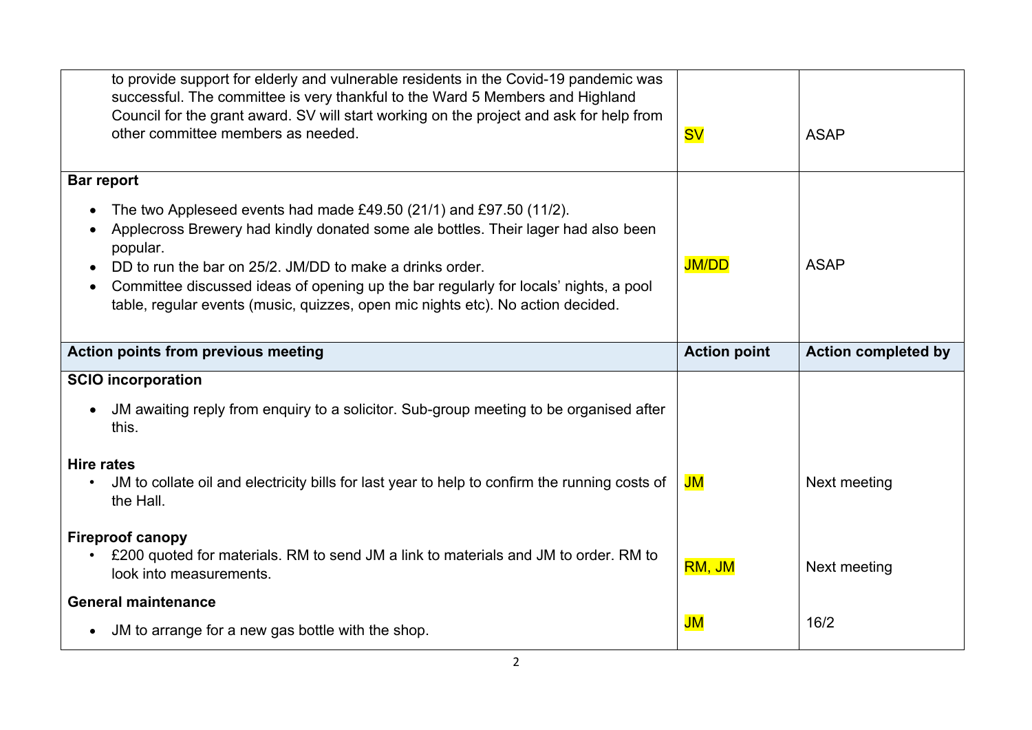| | | |
|---|---|---|
| to provide support for elderly and vulnerable residents in the Covid-19 pandemic was successful. The committee is very thankful to the Ward 5 Members and Highland Council for the grant award. SV will start working on the project and ask for help from other committee members as needed. | SV | ASAP |
| **Bar report**<br><br>• The two Appleseed events had made £49.50 (21/1) and £97.50 (11/2).<br>• Applecross Brewery had kindly donated some ale bottles. Their lager had also been popular.<br>• DD to run the bar on 25/2. JM/DD to make a drinks order.<br>• Committee discussed ideas of opening up the bar regularly for locals' nights, a pool table, regular events (music, quizzes, open mic nights etc). No action decided. | JM/DD | ASAP |
| **Action points from previous meeting** | **Action point** | **Action completed by** |
| **SCIO incorporation**<br><br>• JM awaiting reply from enquiry to a solicitor. Sub-group meeting to be organised after this. | | |
| **Hire rates**<br>• JM to collate oil and electricity bills for last year to help to confirm the running costs of the Hall. | JM | Next meeting |
| **Fireproof canopy**<br>• £200 quoted for materials. RM to send JM a link to materials and JM to order. RM to look into measurements. | RM, JM | Next meeting |
| **General maintenance**<br><br>• JM to arrange for a new gas bottle with the shop. | JM | 16/2 |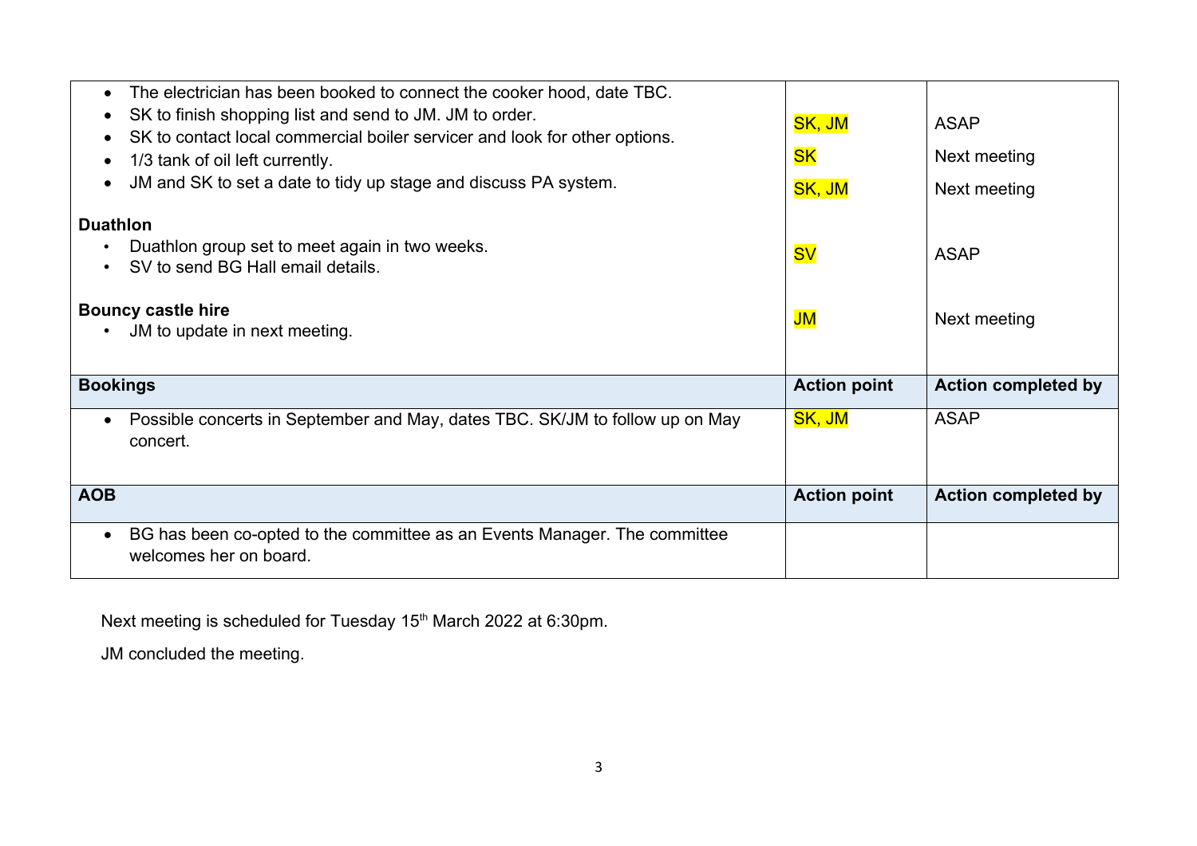| | | |
|---|---|---|
| • The electrician has been booked to connect the cooker hood, date TBC.<br>• SK to finish shopping list and send to JM. JM to order.<br>• SK to contact local commercial boiler servicer and look for other options.<br>• 1/3 tank of oil left currently.<br>• JM and SK to set a date to tidy up stage and discuss PA system.<br><br>**Duathlon**<br>• Duathlon group set to meet again in two weeks.<br>• SV to send BG Hall email details.<br><br>**Bouncy castle hire**<br>• JM to update in next meeting. | SK, JM<br>SK<br>SK, JM<br><br>SV<br><br>JM | ASAP<br>Next meeting<br>Next meeting<br><br>ASAP<br><br>Next meeting |
| **Bookings** | **Action point** | **Action completed by** |
| • Possible concerts in September and May, dates TBC. SK/JM to follow up on May concert. | SK, JM | ASAP |
| **AOB** | **Action point** | **Action completed by** |
| • BG has been co-opted to the committee as an Events Manager. The committee welcomes her on board. | | |

Next meeting is scheduled for Tuesday 15th March 2022 at 6:30pm.

JM concluded the meeting.